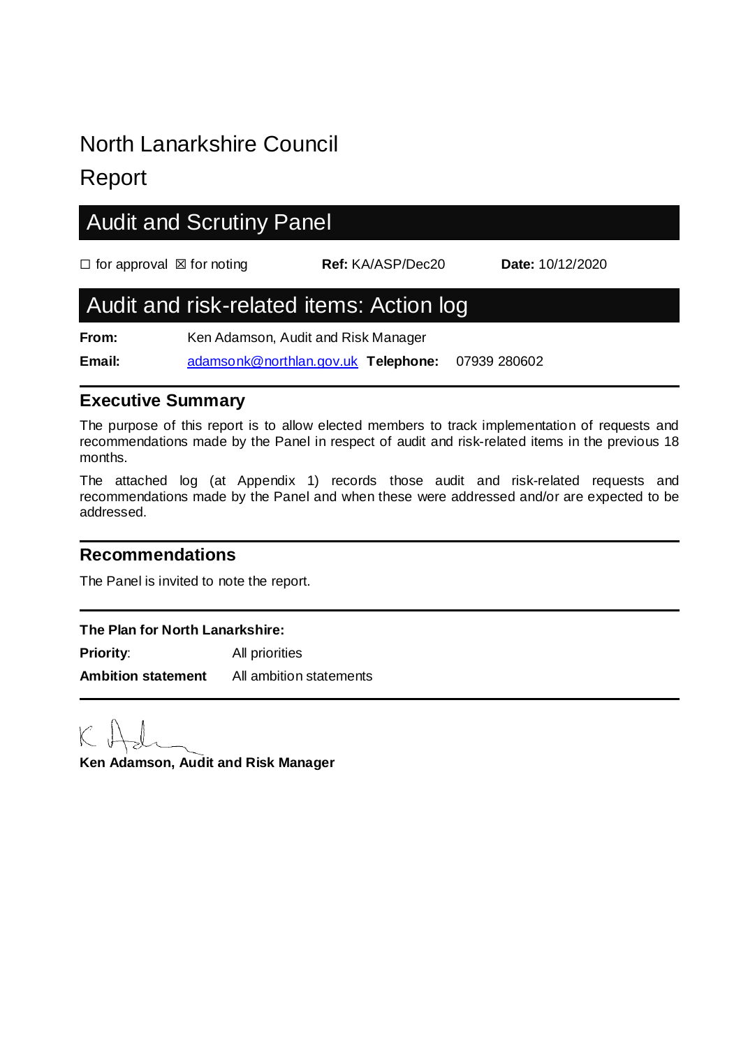# North Lanarkshire Council

# Report

## Audit and Scrutiny Panel

☐ for approval ☒ for noting **Ref:** KA/ASP/Dec20 **Date:** 10/12/2020

## Audit and risk-related items: Action log

**From:** Ken Adamson, Audit and Risk Manager

**Email:** adamsonk@northlan.gov.uk **Telephone:** 07939 280602

### Executive Summary

The purpose of this report is to allow elected members to track implementation of requests and recommendations made by the Panel in respect of audit and risk-related items in the previous 18 months.

The attached log (at Appendix 1) records those audit and risk-related requests and recommendations made by the Panel and when these were addressed and/or are expected to be addressed.

### Recommendations

The Panel is invited to note the report.

**The Plan for North Lanarkshire:**

**Priority**: All priorities

**Ambition statement** All ambition statements

**Ken Adamson, Audit and Risk Manager**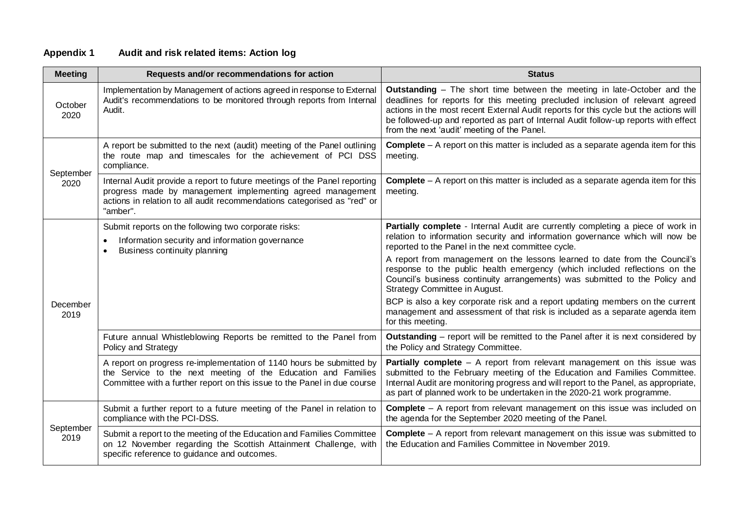## Appendix 1 Audit and risk related items: Action log

| Meeting | Requests and/or recommendations for action | Status |
|---|---|---|
| October 2020 | Implementation by Management of actions agreed in response to External Audit's recommendations to be monitored through reports from Internal Audit. | **Outstanding** – The short time between the meeting in late-October and the deadlines for reports for this meeting precluded inclusion of relevant agreed actions in the most recent External Audit reports for this cycle but the actions will be followed-up and reported as part of Internal Audit follow-up reports with effect from the next 'audit' meeting of the Panel. |
| September 2020 | A report be submitted to the next (audit) meeting of the Panel outlining the route map and timescales for the achievement of PCI DSS compliance. | **Complete** – A report on this matter is included as a separate agenda item for this meeting. |
| | Internal Audit provide a report to future meetings of the Panel reporting progress made by management implementing agreed management actions in relation to all audit recommendations categorised as "red" or "amber". | **Complete** – A report on this matter is included as a separate agenda item for this meeting. |
| December 2019 | Submit reports on the following two corporate risks:<br>• Information security and information governance<br>• Business continuity planning | **Partially complete** - Internal Audit are currently completing a piece of work in relation to information security and information governance which will now be reported to the Panel in the next committee cycle.<br>A report from management on the lessons learned to date from the Council's response to the public health emergency (which included reflections on the Council's business continuity arrangements) was submitted to the Policy and Strategy Committee in August.<br>BCP is also a key corporate risk and a report updating members on the current management and assessment of that risk is included as a separate agenda item for this meeting. |
| | Future annual Whistleblowing Reports be remitted to the Panel from Policy and Strategy | **Outstanding** – report will be remitted to the Panel after it is next considered by the Policy and Strategy Committee. |
| | A report on progress re-implementation of 1140 hours be submitted by the Service to the next meeting of the Education and Families Committee with a further report on this issue to the Panel in due course | **Partially complete** – A report from relevant management on this issue was submitted to the February meeting of the Education and Families Committee. Internal Audit are monitoring progress and will report to the Panel, as appropriate, as part of planned work to be undertaken in the 2020-21 work programme. |
| September 2019 | Submit a further report to a future meeting of the Panel in relation to compliance with the PCI-DSS. | **Complete** – A report from relevant management on this issue was included on the agenda for the September 2020 meeting of the Panel. |
| | Submit a report to the meeting of the Education and Families Committee on 12 November regarding the Scottish Attainment Challenge, with specific reference to guidance and outcomes. | **Complete** – A report from relevant management on this issue was submitted to the Education and Families Committee in November 2019. |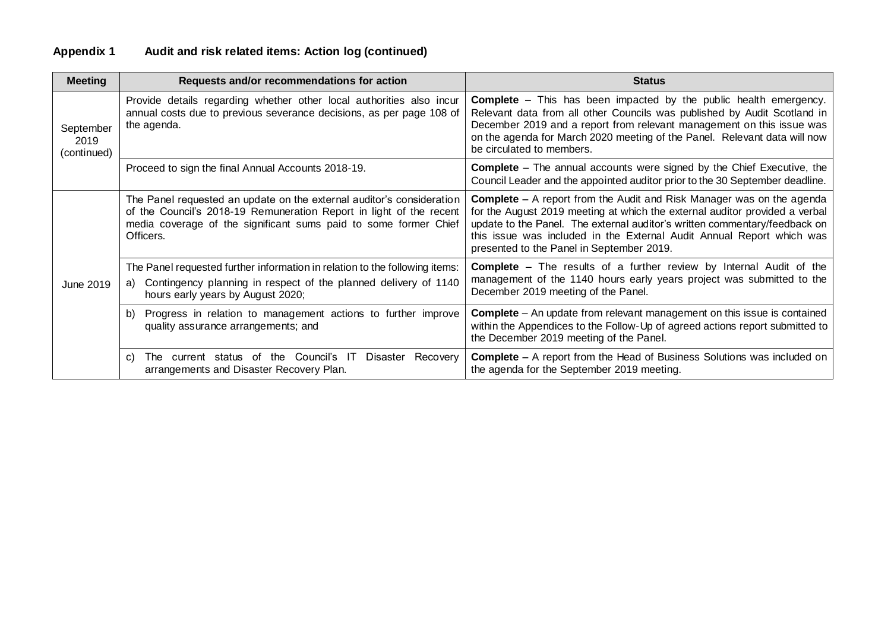**Appendix 1 Audit and risk related items: Action log (continued)**

| Meeting | Requests and/or recommendations for action | Status |
|---|---|---|
| September 2019 (continued) | Provide details regarding whether other local authorities also incur annual costs due to previous severance decisions, as per page 108 of the agenda. | **Complete** – This has been impacted by the public health emergency. Relevant data from all other Councils was published by Audit Scotland in December 2019 and a report from relevant management on this issue was on the agenda for March 2020 meeting of the Panel. Relevant data will now be circulated to members. |
| | Proceed to sign the final Annual Accounts 2018-19. | **Complete** – The annual accounts were signed by the Chief Executive, the Council Leader and the appointed auditor prior to the 30 September deadline. |
| June 2019 | The Panel requested an update on the external auditor's consideration of the Council's 2018-19 Remuneration Report in light of the recent media coverage of the significant sums paid to some former Chief Officers. | **Complete –** A report from the Audit and Risk Manager was on the agenda for the August 2019 meeting at which the external auditor provided a verbal update to the Panel. The external auditor's written commentary/feedback on this issue was included in the External Audit Annual Report which was presented to the Panel in September 2019. |
| | The Panel requested further information in relation to the following items:<br>a) Contingency planning in respect of the planned delivery of 1140 hours early years by August 2020; | **Complete** – The results of a further review by Internal Audit of the management of the 1140 hours early years project was submitted to the December 2019 meeting of the Panel. |
| | b) Progress in relation to management actions to further improve quality assurance arrangements; and | **Complete** – An update from relevant management on this issue is contained within the Appendices to the Follow-Up of agreed actions report submitted to the December 2019 meeting of the Panel. |
| | c) The current status of the Council's IT Disaster Recovery arrangements and Disaster Recovery Plan. | **Complete –** A report from the Head of Business Solutions was included on the agenda for the September 2019 meeting. |